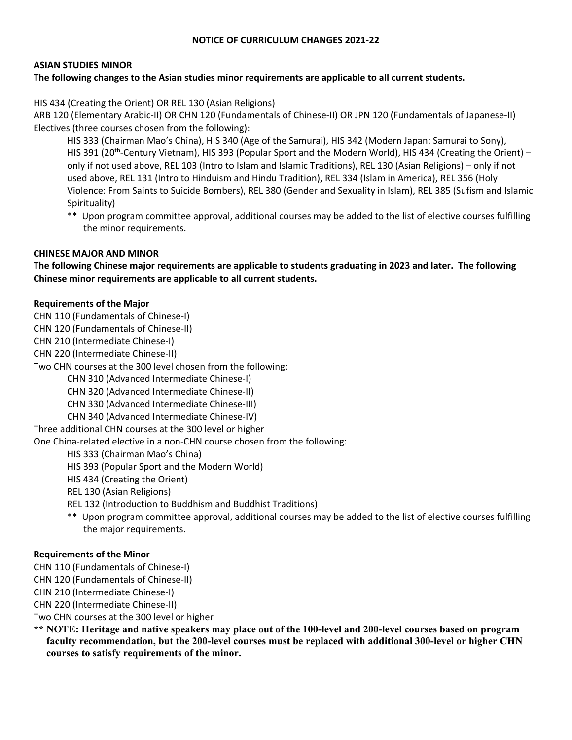# NOTICE OF CURRICULUM CHANGES 2021-22

## ASIAN STUDIES MINOR

**The following changes to the Asian studies minor requirements are applicable to all current students.**

HIS 434 (Creating the Orient) OR REL 130 (Asian Religions)

ARB 120 (Elementary Arabic-II) OR CHN 120 (Fundamentals of Chinese-II) OR JPN 120 (Fundamentals of Japanese-II)

Electives (three courses chosen from the following):

> HIS 333 (Chairman Mao's China), HIS 340 (Age of the Samurai), HIS 342 (Modern Japan: Samurai to Sony), HIS 391 (20th-Century Vietnam), HIS 393 (Popular Sport and the Modern World), HIS 434 (Creating the Orient) – only if not used above, REL 103 (Intro to Islam and Islamic Traditions), REL 130 (Asian Religions) – only if not used above, REL 131 (Intro to Hinduism and Hindu Tradition), REL 334 (Islam in America), REL 356 (Holy Violence: From Saints to Suicide Bombers), REL 380 (Gender and Sexuality in Islam), REL 385 (Sufism and Islamic Spirituality)
>
> ** Upon program committee approval, additional courses may be added to the list of elective courses fulfilling the minor requirements.

## CHINESE MAJOR AND MINOR

**The following Chinese major requirements are applicable to students graduating in 2023 and later. The following Chinese minor requirements are applicable to all current students.**

### Requirements of the Major

CHN 110 (Fundamentals of Chinese-I)
CHN 120 (Fundamentals of Chinese-II)
CHN 210 (Intermediate Chinese-I)
CHN 220 (Intermediate Chinese-II)
Two CHN courses at the 300 level chosen from the following:

> CHN 310 (Advanced Intermediate Chinese-I)
> CHN 320 (Advanced Intermediate Chinese-II)
> CHN 330 (Advanced Intermediate Chinese-III)
> CHN 340 (Advanced Intermediate Chinese-IV)

Three additional CHN courses at the 300 level or higher
One China-related elective in a non-CHN course chosen from the following:

> HIS 333 (Chairman Mao's China)
> HIS 393 (Popular Sport and the Modern World)
> HIS 434 (Creating the Orient)
> REL 130 (Asian Religions)
> REL 132 (Introduction to Buddhism and Buddhist Traditions)
>
> ** Upon program committee approval, additional courses may be added to the list of elective courses fulfilling the major requirements.

### Requirements of the Minor

CHN 110 (Fundamentals of Chinese-I)
CHN 120 (Fundamentals of Chinese-II)
CHN 210 (Intermediate Chinese-I)
CHN 220 (Intermediate Chinese-II)
Two CHN courses at the 300 level or higher

**** NOTE: Heritage and native speakers may place out of the 100-level and 200-level courses based on program faculty recommendation, but the 200-level courses must be replaced with additional 300-level or higher CHN courses to satisfy requirements of the minor.**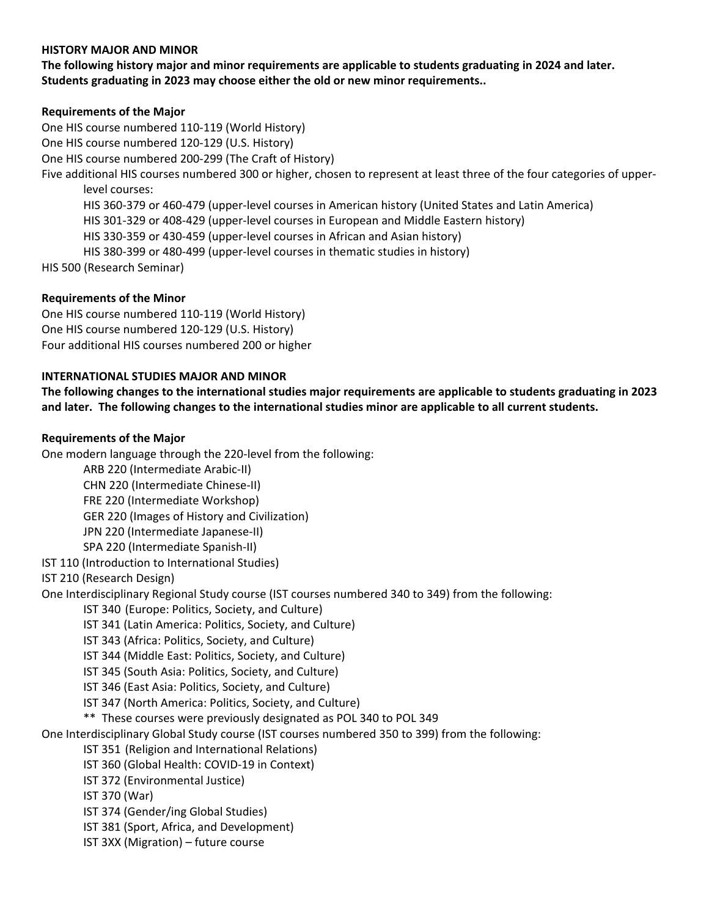## HISTORY MAJOR AND MINOR

**The following history major and minor requirements are applicable to students graduating in 2024 and later. Students graduating in 2023 may choose either the old or new minor requirements..**

### Requirements of the Major

One HIS course numbered 110-119 (World History)
One HIS course numbered 120-129 (U.S. History)
One HIS course numbered 200-299 (The Craft of History)
Five additional HIS courses numbered 300 or higher, chosen to represent at least three of the four categories of upper-level courses:

- HIS 360-379 or 460-479 (upper-level courses in American history (United States and Latin America)
- HIS 301-329 or 408-429 (upper-level courses in European and Middle Eastern history)
- HIS 330-359 or 430-459 (upper-level courses in African and Asian history)
- HIS 380-399 or 480-499 (upper-level courses in thematic studies in history)

HIS 500 (Research Seminar)

### Requirements of the Minor

One HIS course numbered 110-119 (World History)
One HIS course numbered 120-129 (U.S. History)
Four additional HIS courses numbered 200 or higher

## INTERNATIONAL STUDIES MAJOR AND MINOR

**The following changes to the international studies major requirements are applicable to students graduating in 2023 and later. The following changes to the international studies minor are applicable to all current students.**

### Requirements of the Major

One modern language through the 220-level from the following:

- ARB 220 (Intermediate Arabic-II)
- CHN 220 (Intermediate Chinese-II)
- FRE 220 (Intermediate Workshop)
- GER 220 (Images of History and Civilization)
- JPN 220 (Intermediate Japanese-II)
- SPA 220 (Intermediate Spanish-II)

IST 110 (Introduction to International Studies)
IST 210 (Research Design)
One Interdisciplinary Regional Study course (IST courses numbered 340 to 349) from the following:

- IST 340 (Europe: Politics, Society, and Culture)
- IST 341 (Latin America: Politics, Society, and Culture)
- IST 343 (Africa: Politics, Society, and Culture)
- IST 344 (Middle East: Politics, Society, and Culture)
- IST 345 (South Asia: Politics, Society, and Culture)
- IST 346 (East Asia: Politics, Society, and Culture)
- IST 347 (North America: Politics, Society, and Culture)
- ** These courses were previously designated as POL 340 to POL 349

One Interdisciplinary Global Study course (IST courses numbered 350 to 399) from the following:

- IST 351 (Religion and International Relations)
- IST 360 (Global Health: COVID-19 in Context)
- IST 372 (Environmental Justice)
- IST 370 (War)
- IST 374 (Gender/ing Global Studies)
- IST 381 (Sport, Africa, and Development)
- IST 3XX (Migration) – future course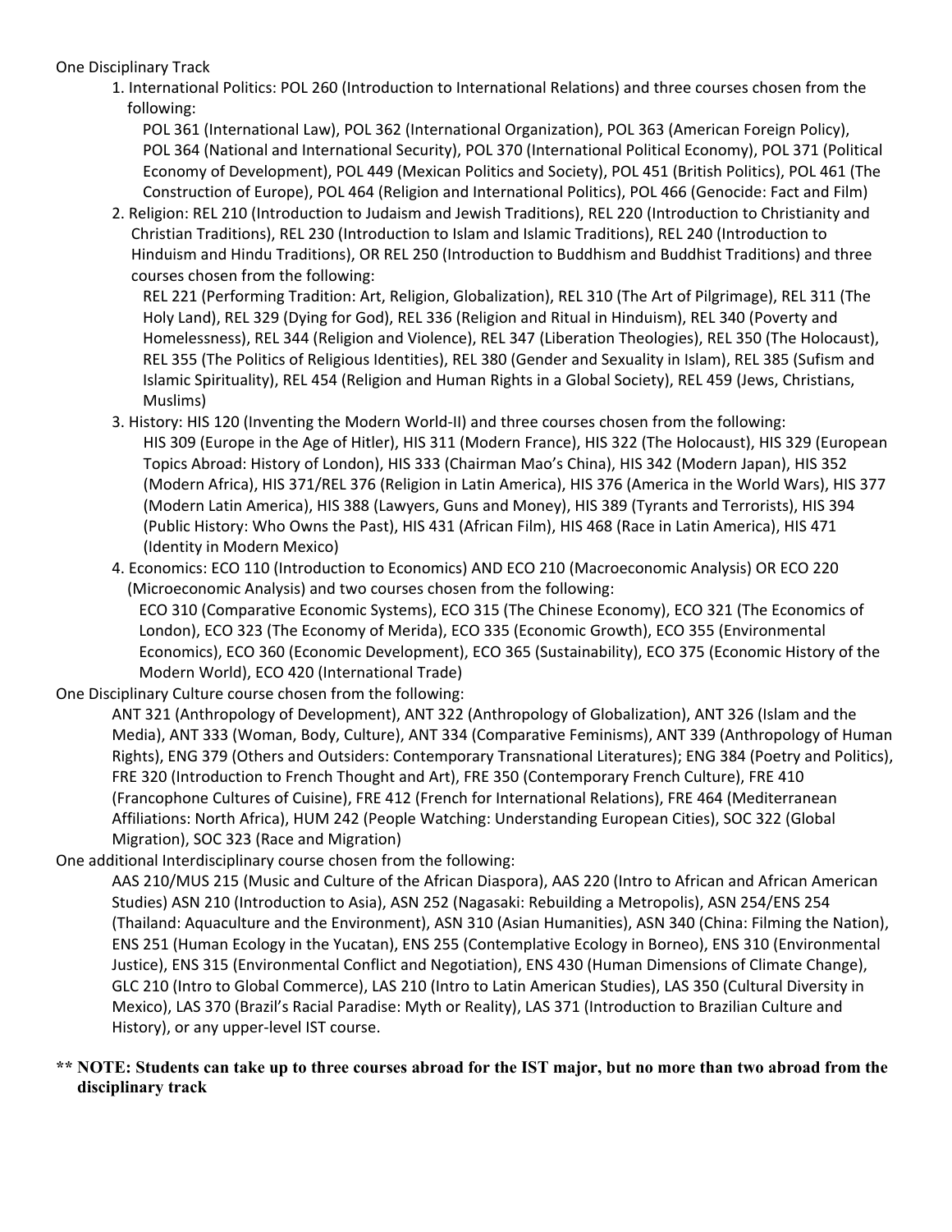One Disciplinary Track

1. International Politics: POL 260 (Introduction to International Relations) and three courses chosen from the following:

   POL 361 (International Law), POL 362 (International Organization), POL 363 (American Foreign Policy), POL 364 (National and International Security), POL 370 (International Political Economy), POL 371 (Political Economy of Development), POL 449 (Mexican Politics and Society), POL 451 (British Politics), POL 461 (The Construction of Europe), POL 464 (Religion and International Politics), POL 466 (Genocide: Fact and Film)

2. Religion: REL 210 (Introduction to Judaism and Jewish Traditions), REL 220 (Introduction to Christianity and Christian Traditions), REL 230 (Introduction to Islam and Islamic Traditions), REL 240 (Introduction to Hinduism and Hindu Traditions), OR REL 250 (Introduction to Buddhism and Buddhist Traditions) and three courses chosen from the following:

   REL 221 (Performing Tradition: Art, Religion, Globalization), REL 310 (The Art of Pilgrimage), REL 311 (The Holy Land), REL 329 (Dying for God), REL 336 (Religion and Ritual in Hinduism), REL 340 (Poverty and Homelessness), REL 344 (Religion and Violence), REL 347 (Liberation Theologies), REL 350 (The Holocaust), REL 355 (The Politics of Religious Identities), REL 380 (Gender and Sexuality in Islam), REL 385 (Sufism and Islamic Spirituality), REL 454 (Religion and Human Rights in a Global Society), REL 459 (Jews, Christians, Muslims)

3. History: HIS 120 (Inventing the Modern World-II) and three courses chosen from the following:

   HIS 309 (Europe in the Age of Hitler), HIS 311 (Modern France), HIS 322 (The Holocaust), HIS 329 (European Topics Abroad: History of London), HIS 333 (Chairman Mao's China), HIS 342 (Modern Japan), HIS 352 (Modern Africa), HIS 371/REL 376 (Religion in Latin America), HIS 376 (America in the World Wars), HIS 377 (Modern Latin America), HIS 388 (Lawyers, Guns and Money), HIS 389 (Tyrants and Terrorists), HIS 394 (Public History: Who Owns the Past), HIS 431 (African Film), HIS 468 (Race in Latin America), HIS 471 (Identity in Modern Mexico)

4. Economics: ECO 110 (Introduction to Economics) AND ECO 210 (Macroeconomic Analysis) OR ECO 220 (Microeconomic Analysis) and two courses chosen from the following:

   ECO 310 (Comparative Economic Systems), ECO 315 (The Chinese Economy), ECO 321 (The Economics of London), ECO 323 (The Economy of Merida), ECO 335 (Economic Growth), ECO 355 (Environmental Economics), ECO 360 (Economic Development), ECO 365 (Sustainability), ECO 375 (Economic History of the Modern World), ECO 420 (International Trade)

One Disciplinary Culture course chosen from the following:

ANT 321 (Anthropology of Development), ANT 322 (Anthropology of Globalization), ANT 326 (Islam and the Media), ANT 333 (Woman, Body, Culture), ANT 334 (Comparative Feminisms), ANT 339 (Anthropology of Human Rights), ENG 379 (Others and Outsiders: Contemporary Transnational Literatures); ENG 384 (Poetry and Politics), FRE 320 (Introduction to French Thought and Art), FRE 350 (Contemporary French Culture), FRE 410 (Francophone Cultures of Cuisine), FRE 412 (French for International Relations), FRE 464 (Mediterranean Affiliations: North Africa), HUM 242 (People Watching: Understanding European Cities), SOC 322 (Global Migration), SOC 323 (Race and Migration)

One additional Interdisciplinary course chosen from the following:

AAS 210/MUS 215 (Music and Culture of the African Diaspora), AAS 220 (Intro to African and African American Studies) ASN 210 (Introduction to Asia), ASN 252 (Nagasaki: Rebuilding a Metropolis), ASN 254/ENS 254 (Thailand: Aquaculture and the Environment), ASN 310 (Asian Humanities), ASN 340 (China: Filming the Nation), ENS 251 (Human Ecology in the Yucatan), ENS 255 (Contemplative Ecology in Borneo), ENS 310 (Environmental Justice), ENS 315 (Environmental Conflict and Negotiation), ENS 430 (Human Dimensions of Climate Change), GLC 210 (Intro to Global Commerce), LAS 210 (Intro to Latin American Studies), LAS 350 (Cultural Diversity in Mexico), LAS 370 (Brazil's Racial Paradise: Myth or Reality), LAS 371 (Introduction to Brazilian Culture and History), or any upper-level IST course.

**** NOTE: Students can take up to three courses abroad for the IST major, but no more than two abroad from the disciplinary track**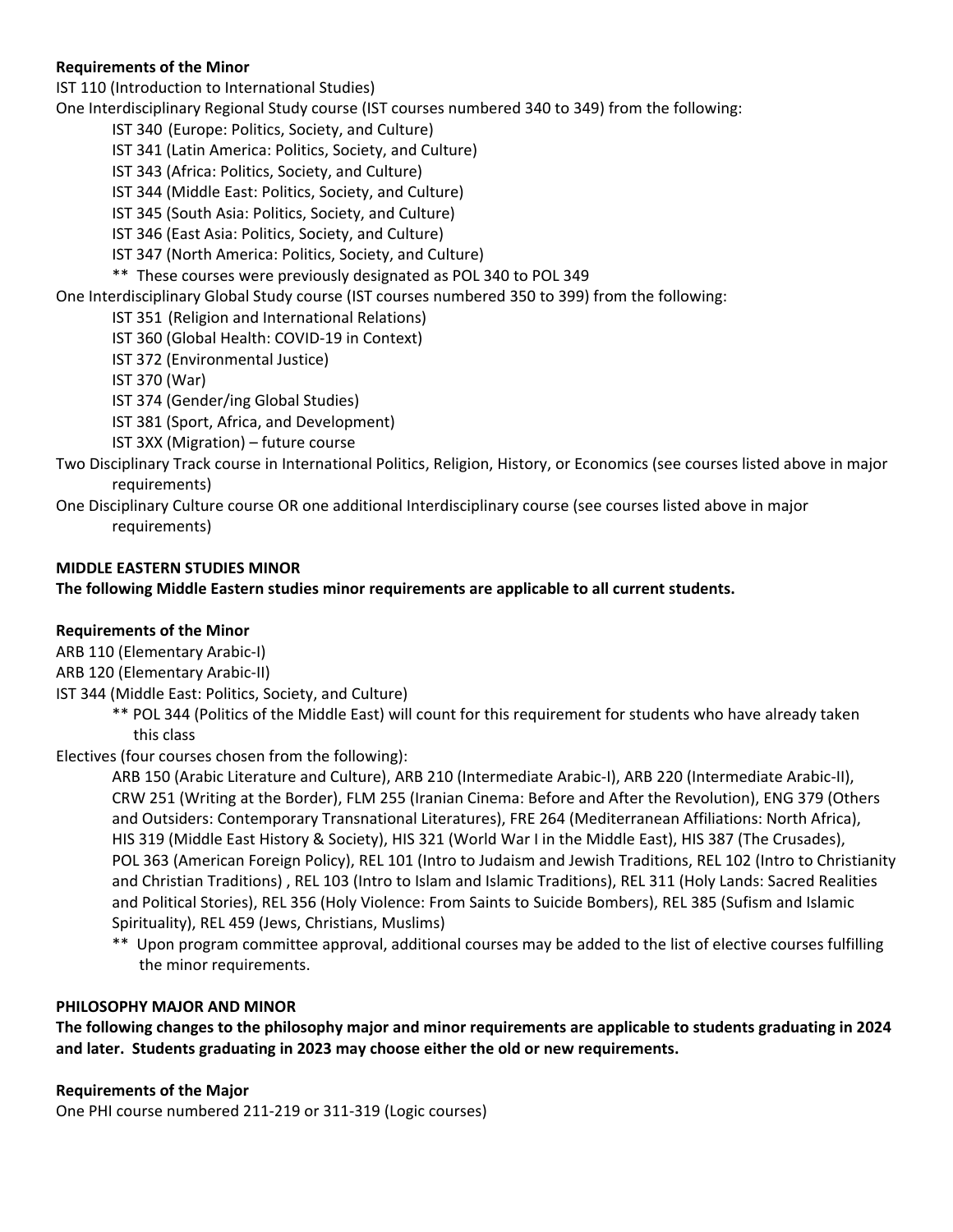**Requirements of the Minor**

IST 110 (Introduction to International Studies)

One Interdisciplinary Regional Study course (IST courses numbered 340 to 349) from the following:

- IST 340 (Europe: Politics, Society, and Culture)
- IST 341 (Latin America: Politics, Society, and Culture)
- IST 343 (Africa: Politics, Society, and Culture)
- IST 344 (Middle East: Politics, Society, and Culture)
- IST 345 (South Asia: Politics, Society, and Culture)
- IST 346 (East Asia: Politics, Society, and Culture)
- IST 347 (North America: Politics, Society, and Culture)

** These courses were previously designated as POL 340 to POL 349

One Interdisciplinary Global Study course (IST courses numbered 350 to 399) from the following:

- IST 351 (Religion and International Relations)
- IST 360 (Global Health: COVID-19 in Context)
- IST 372 (Environmental Justice)
- IST 370 (War)
- IST 374 (Gender/ing Global Studies)
- IST 381 (Sport, Africa, and Development)
- IST 3XX (Migration) – future course

Two Disciplinary Track course in International Politics, Religion, History, or Economics (see courses listed above in major requirements)

One Disciplinary Culture course OR one additional Interdisciplinary course (see courses listed above in major requirements)

**MIDDLE EASTERN STUDIES MINOR**

**The following Middle Eastern studies minor requirements are applicable to all current students.**

**Requirements of the Minor**

ARB 110 (Elementary Arabic-I)

ARB 120 (Elementary Arabic-II)

IST 344 (Middle East: Politics, Society, and Culture)

** POL 344 (Politics of the Middle East) will count for this requirement for students who have already taken this class

Electives (four courses chosen from the following):

ARB 150 (Arabic Literature and Culture), ARB 210 (Intermediate Arabic-I), ARB 220 (Intermediate Arabic-II), CRW 251 (Writing at the Border), FLM 255 (Iranian Cinema: Before and After the Revolution), ENG 379 (Others and Outsiders: Contemporary Transnational Literatures), FRE 264 (Mediterranean Affiliations: North Africa), HIS 319 (Middle East History & Society), HIS 321 (World War I in the Middle East), HIS 387 (The Crusades), POL 363 (American Foreign Policy), REL 101 (Intro to Judaism and Jewish Traditions, REL 102 (Intro to Christianity and Christian Traditions) , REL 103 (Intro to Islam and Islamic Traditions), REL 311 (Holy Lands: Sacred Realities and Political Stories), REL 356 (Holy Violence: From Saints to Suicide Bombers), REL 385 (Sufism and Islamic Spirituality), REL 459 (Jews, Christians, Muslims)

** Upon program committee approval, additional courses may be added to the list of elective courses fulfilling the minor requirements.

**PHILOSOPHY MAJOR AND MINOR**

**The following changes to the philosophy major and minor requirements are applicable to students graduating in 2024 and later. Students graduating in 2023 may choose either the old or new requirements.**

**Requirements of the Major**

One PHI course numbered 211-219 or 311-319 (Logic courses)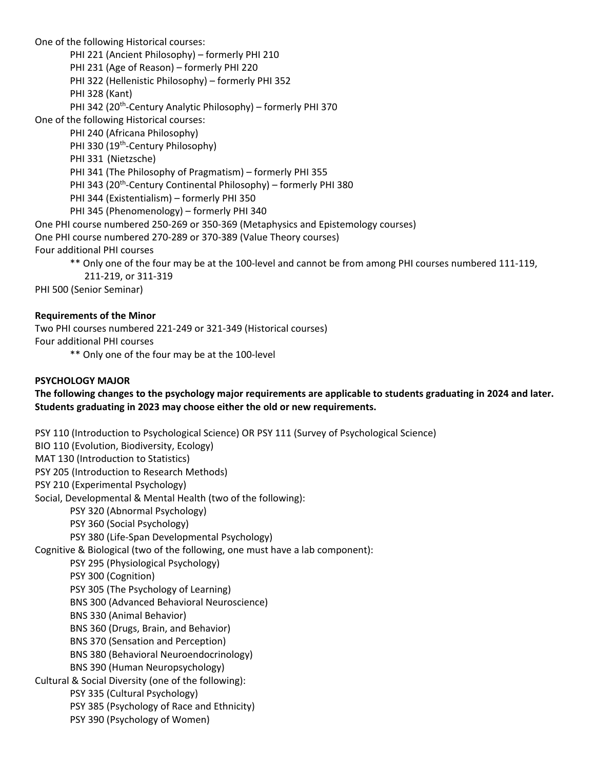One of the following Historical courses:

- PHI 221 (Ancient Philosophy) – formerly PHI 210
- PHI 231 (Age of Reason) – formerly PHI 220
- PHI 322 (Hellenistic Philosophy) – formerly PHI 352
- PHI 328 (Kant)
- PHI 342 (20th-Century Analytic Philosophy) – formerly PHI 370

One of the following Historical courses:

- PHI 240 (Africana Philosophy)
- PHI 330 (19th-Century Philosophy)
- PHI 331 (Nietzsche)
- PHI 341 (The Philosophy of Pragmatism) – formerly PHI 355
- PHI 343 (20th-Century Continental Philosophy) – formerly PHI 380
- PHI 344 (Existentialism) – formerly PHI 350
- PHI 345 (Phenomenology) – formerly PHI 340

One PHI course numbered 250-269 or 350-369 (Metaphysics and Epistemology courses)

One PHI course numbered 270-289 or 370-389 (Value Theory courses)

Four additional PHI courses

- ** Only one of the four may be at the 100-level and cannot be from among PHI courses numbered 111-119, 211-219, or 311-319

PHI 500 (Senior Seminar)

**Requirements of the Minor**

Two PHI courses numbered 221-249 or 321-349 (Historical courses)

Four additional PHI courses

- ** Only one of the four may be at the 100-level

**PSYCHOLOGY MAJOR**

**The following changes to the psychology major requirements are applicable to students graduating in 2024 and later. Students graduating in 2023 may choose either the old or new requirements.**

PSY 110 (Introduction to Psychological Science) OR PSY 111 (Survey of Psychological Science)

BIO 110 (Evolution, Biodiversity, Ecology)

MAT 130 (Introduction to Statistics)

PSY 205 (Introduction to Research Methods)

PSY 210 (Experimental Psychology)

Social, Developmental & Mental Health (two of the following):

- PSY 320 (Abnormal Psychology)
- PSY 360 (Social Psychology)
- PSY 380 (Life-Span Developmental Psychology)

Cognitive & Biological (two of the following, one must have a lab component):

- PSY 295 (Physiological Psychology)
- PSY 300 (Cognition)
- PSY 305 (The Psychology of Learning)
- BNS 300 (Advanced Behavioral Neuroscience)
- BNS 330 (Animal Behavior)
- BNS 360 (Drugs, Brain, and Behavior)
- BNS 370 (Sensation and Perception)
- BNS 380 (Behavioral Neuroendocrinology)
- BNS 390 (Human Neuropsychology)

Cultural & Social Diversity (one of the following):

- PSY 335 (Cultural Psychology)
- PSY 385 (Psychology of Race and Ethnicity)
- PSY 390 (Psychology of Women)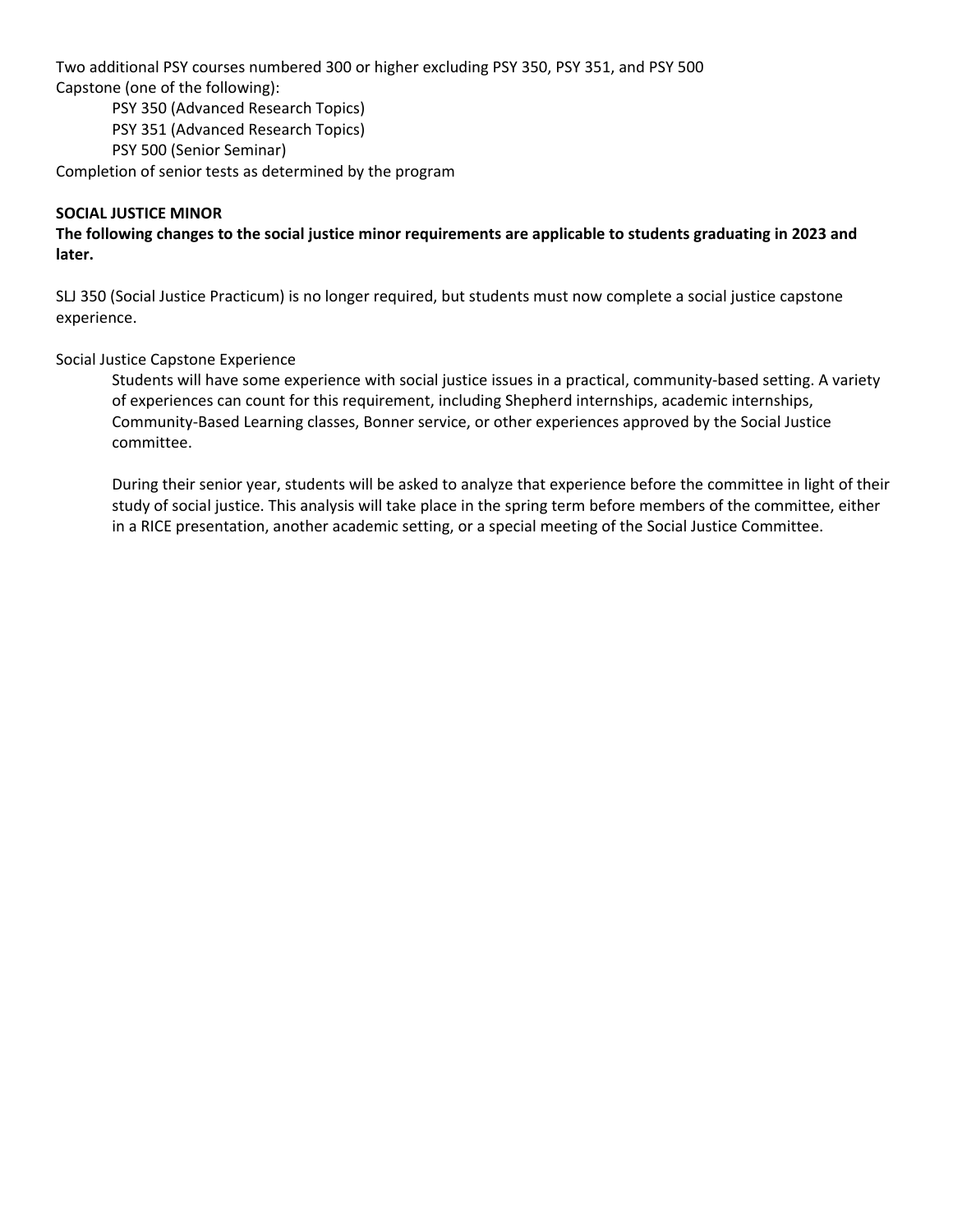Two additional PSY courses numbered 300 or higher excluding PSY 350, PSY 351, and PSY 500

Capstone (one of the following):

- PSY 350 (Advanced Research Topics)
- PSY 351 (Advanced Research Topics)
- PSY 500 (Senior Seminar)

Completion of senior tests as determined by the program

**SOCIAL JUSTICE MINOR**

**The following changes to the social justice minor requirements are applicable to students graduating in 2023 and later.**

SLJ 350 (Social Justice Practicum) is no longer required, but students must now complete a social justice capstone experience.

Social Justice Capstone Experience

> Students will have some experience with social justice issues in a practical, community-based setting. A variety of experiences can count for this requirement, including Shepherd internships, academic internships, Community-Based Learning classes, Bonner service, or other experiences approved by the Social Justice committee.
>
> During their senior year, students will be asked to analyze that experience before the committee in light of their study of social justice. This analysis will take place in the spring term before members of the committee, either in a RICE presentation, another academic setting, or a special meeting of the Social Justice Committee.